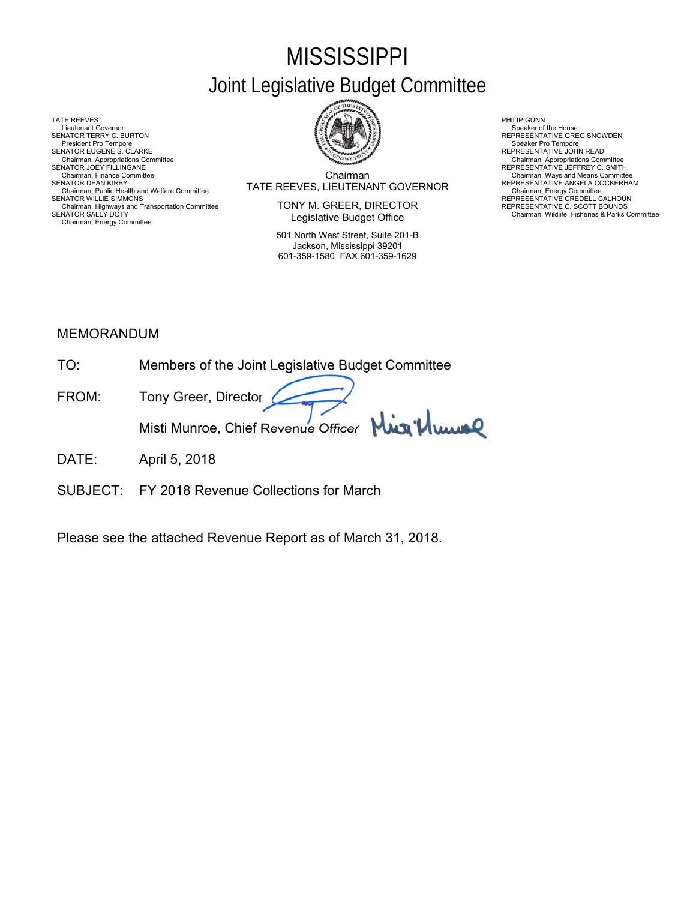# MISSISSIPPI

## Joint Legislative Budget Committee

TATE REEVES
Lieutenant Governor
SENATOR TERRY C. BURTON
President Pro Tempore
SENATOR EUGENE S. CLARKE
Chairman, Appropriations Committee
SENATOR JOEY FILLINGANE
Chairman, Finance Committee
SENATOR DEAN KIRBY
Chairman, Public Health and Welfare Committee
SENATOR WILLIE SIMMONS
Chairman, Highways and Transportation Committee
SENATOR SALLY DOTY
Chairman, Energy Committee

Chairman
TATE REEVES, LIEUTENANT GOVERNOR

TONY M. GREER, DIRECTOR
Legislative Budget Office

501 North West Street, Suite 201-B
Jackson, Mississippi 39201
601-359-1580 FAX 601-359-1629

PHILIP GUNN
Speaker of the House
REPRESENTATIVE GREG SNOWDEN
Speaker Pro Tempore
REPRESENTATIVE JOHN READ
Chairman, Appropriations Committee
REPRESENTATIVE JEFFREY C. SMITH
Chairman, Ways and Means Committee
REPRESENTATIVE ANGELA COCKERHAM
Chairman, Energy Committee
REPRESENTATIVE CREDELL CALHOUN
REPRESENTATIVE C. SCOTT BOUNDS
Chairman, Wildlife, Fisheries & Parks Committee

MEMORANDUM

TO: Members of the Joint Legislative Budget Committee

FROM: Tony Greer, Director

Misti Munroe, Chief Revenue Officer

DATE: April 5, 2018

SUBJECT: FY 2018 Revenue Collections for March

Please see the attached Revenue Report as of March 31, 2018.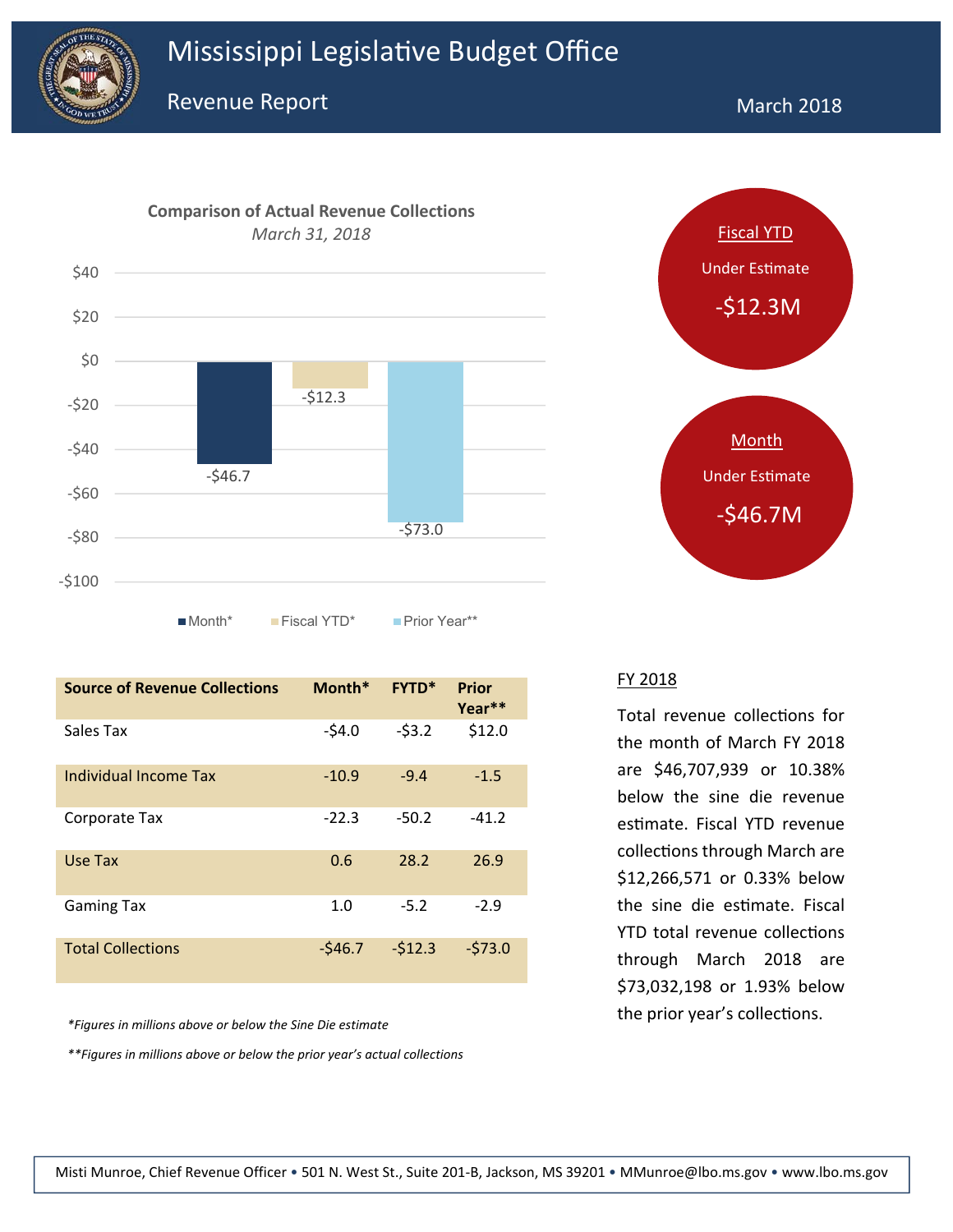# Mississippi Legislative Budget Office

## Revenue Report

March 2018

**Comparison of Actual Revenue Collections**

*March 31, 2018*

| | Month* | Fiscal YTD* | Prior Year** |
|---|---|---|---|
| Value | -$46.7 | -$12.3 | -$73.0 |

Fiscal YTD
Under Estimate
-$12.3M

Month
Under Estimate
-$46.7M

| Source of Revenue Collections | Month* | FYTD* | Prior Year** |
|---|---|---|---|
| Sales Tax | -$4.0 | -$3.2 | $12.0 |
| Individual Income Tax | -10.9 | -9.4 | -1.5 |
| Corporate Tax | -22.3 | -50.2 | -41.2 |
| Use Tax | 0.6 | 28.2 | 26.9 |
| Gaming Tax | 1.0 | -5.2 | -2.9 |
| Total Collections | -$46.7 | -$12.3 | -$73.0 |

*\*Figures in millions above or below the Sine Die estimate*

*\*\*Figures in millions above or below the prior year's actual collections*

### FY 2018

Total revenue collections for the month of March FY 2018 are $46,707,939 or 10.38% below the sine die revenue estimate. Fiscal YTD revenue collections through March are $12,266,571 or 0.33% below the sine die estimate. Fiscal YTD total revenue collections through March 2018 are $73,032,198 or 1.93% below the prior year's collections.

Misti Munroe, Chief Revenue Officer • 501 N. West St., Suite 201-B, Jackson, MS 39201 • MMunroe@lbo.ms.gov • www.lbo.ms.gov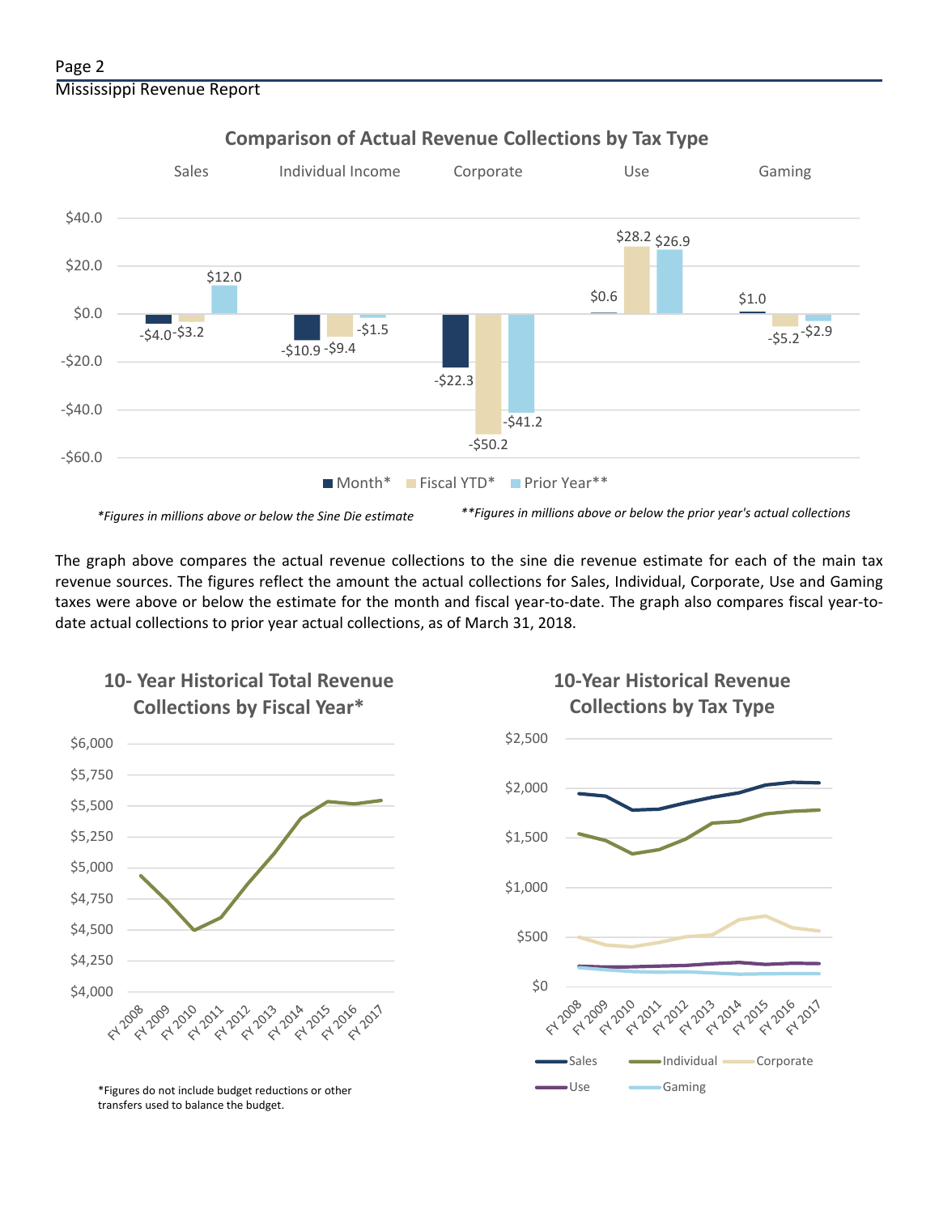## Comparison of Actual Revenue Collections by Tax Type

| | Month* | Fiscal YTD* | Prior Year** |
|---|---|---|---|
| Sales | -$4.0 | -$3.2 | $12.0 |
| Individual Income | -$10.9 | -$9.4 | -$1.5 |
| Corporate | -$22.3 | -$50.2 | -$41.2 |
| Use | $0.6 | $28.2 | $26.9 |
| Gaming | $1.0 | -$5.2 | -$2.9 |

*\*Figures in millions above or below the Sine Die estimate*

*\*\*Figures in millions above or below the prior year's actual collections*

The graph above compares the actual revenue collections to the sine die revenue estimate for each of the main tax revenue sources. The figures reflect the amount the actual collections for Sales, Individual, Corporate, Use and Gaming taxes were above or below the estimate for the month and fiscal year-to-date. The graph also compares fiscal year-to-date actual collections to prior year actual collections, as of March 31, 2018.

## 10- Year Historical Total Revenue Collections by Fiscal Year*

*Figures do not include budget reductions or other transfers used to balance the budget.

## 10-Year Historical Revenue Collections by Tax Type

Sales, Individual, Corporate, Use, Gaming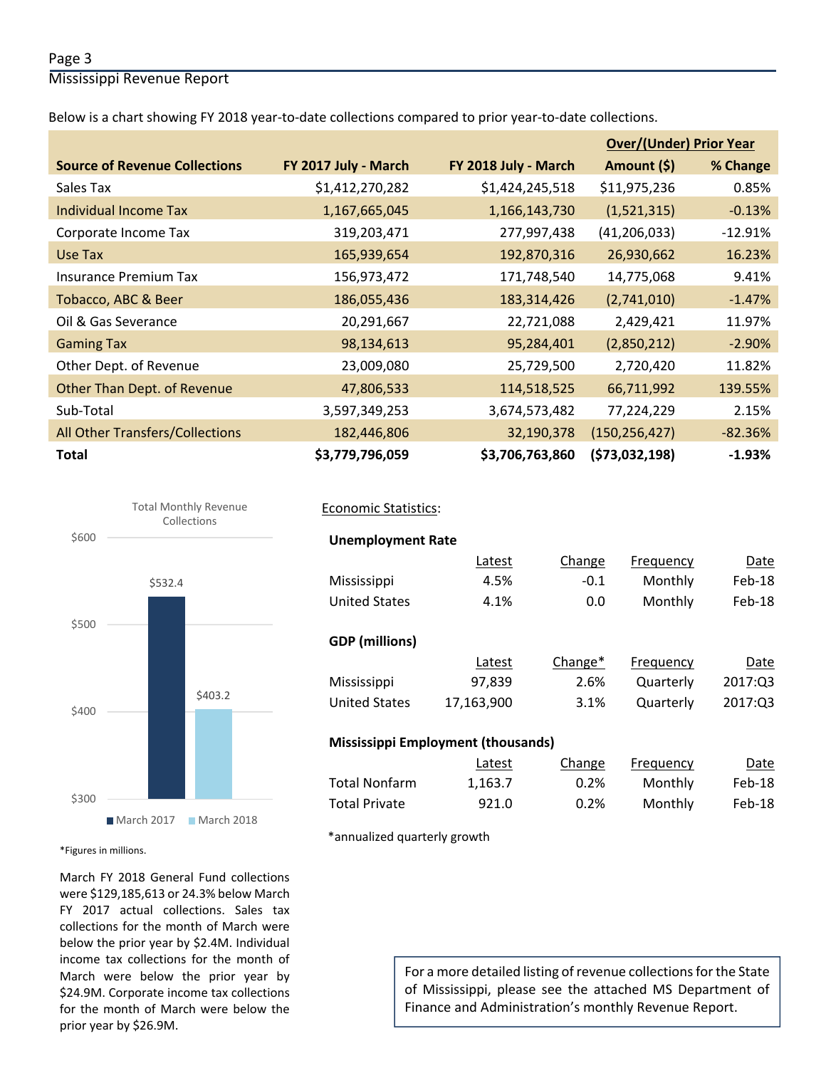Below is a chart showing FY 2018 year-to-date collections compared to prior year-to-date collections.

| Source of Revenue Collections | FY 2017 July - March | FY 2018 July - March | Over/(Under) Prior Year Amount ($) | % Change |
|---|---|---|---|---|
| Sales Tax | $1,412,270,282 | $1,424,245,518 | $11,975,236 | 0.85% |
| Individual Income Tax | 1,167,665,045 | 1,166,143,730 | (1,521,315) | -0.13% |
| Corporate Income Tax | 319,203,471 | 277,997,438 | (41,206,033) | -12.91% |
| Use Tax | 165,939,654 | 192,870,316 | 26,930,662 | 16.23% |
| Insurance Premium Tax | 156,973,472 | 171,748,540 | 14,775,068 | 9.41% |
| Tobacco, ABC & Beer | 186,055,436 | 183,314,426 | (2,741,010) | -1.47% |
| Oil & Gas Severance | 20,291,667 | 22,721,088 | 2,429,421 | 11.97% |
| Gaming Tax | 98,134,613 | 95,284,401 | (2,850,212) | -2.90% |
| Other Dept. of Revenue | 23,009,080 | 25,729,500 | 2,720,420 | 11.82% |
| Other Than Dept. of Revenue | 47,806,533 | 114,518,525 | 66,711,992 | 139.55% |
| Sub-Total | 3,597,349,253 | 3,674,573,482 | 77,224,229 | 2.15% |
| All Other Transfers/Collections | 182,446,806 | 32,190,378 | (150,256,427) | -82.36% |
| **Total** | **$3,779,796,059** | **$3,706,763,860** | **($73,032,198)** | **-1.93%** |

Total Monthly Revenue Collections

| | Amount |
|---|---|
| March 2017 | $532.4 |
| March 2018 | $403.2 |

*Figures in millions.

March FY 2018 General Fund collections were $129,185,613 or 24.3% below March FY 2017 actual collections. Sales tax collections for the month of March were below the prior year by $2.4M. Individual income tax collections for the month of March were below the prior year by $24.9M. Corporate income tax collections for the month of March were below the prior year by $26.9M.

Economic Statistics:

**Unemployment Rate**

| | Latest | Change | Frequency | Date |
|---|---|---|---|---|
| Mississippi | 4.5% | -0.1 | Monthly | Feb-18 |
| United States | 4.1% | 0.0 | Monthly | Feb-18 |

**GDP (millions)**

| | Latest | Change* | Frequency | Date |
|---|---|---|---|---|
| Mississippi | 97,839 | 2.6% | Quarterly | 2017:Q3 |
| United States | 17,163,900 | 3.1% | Quarterly | 2017:Q3 |

**Mississippi Employment (thousands)**

| | Latest | Change | Frequency | Date |
|---|---|---|---|---|
| Total Nonfarm | 1,163.7 | 0.2% | Monthly | Feb-18 |
| Total Private | 921.0 | 0.2% | Monthly | Feb-18 |

*annualized quarterly growth

For a more detailed listing of revenue collections for the State of Mississippi, please see the attached MS Department of Finance and Administration's monthly Revenue Report.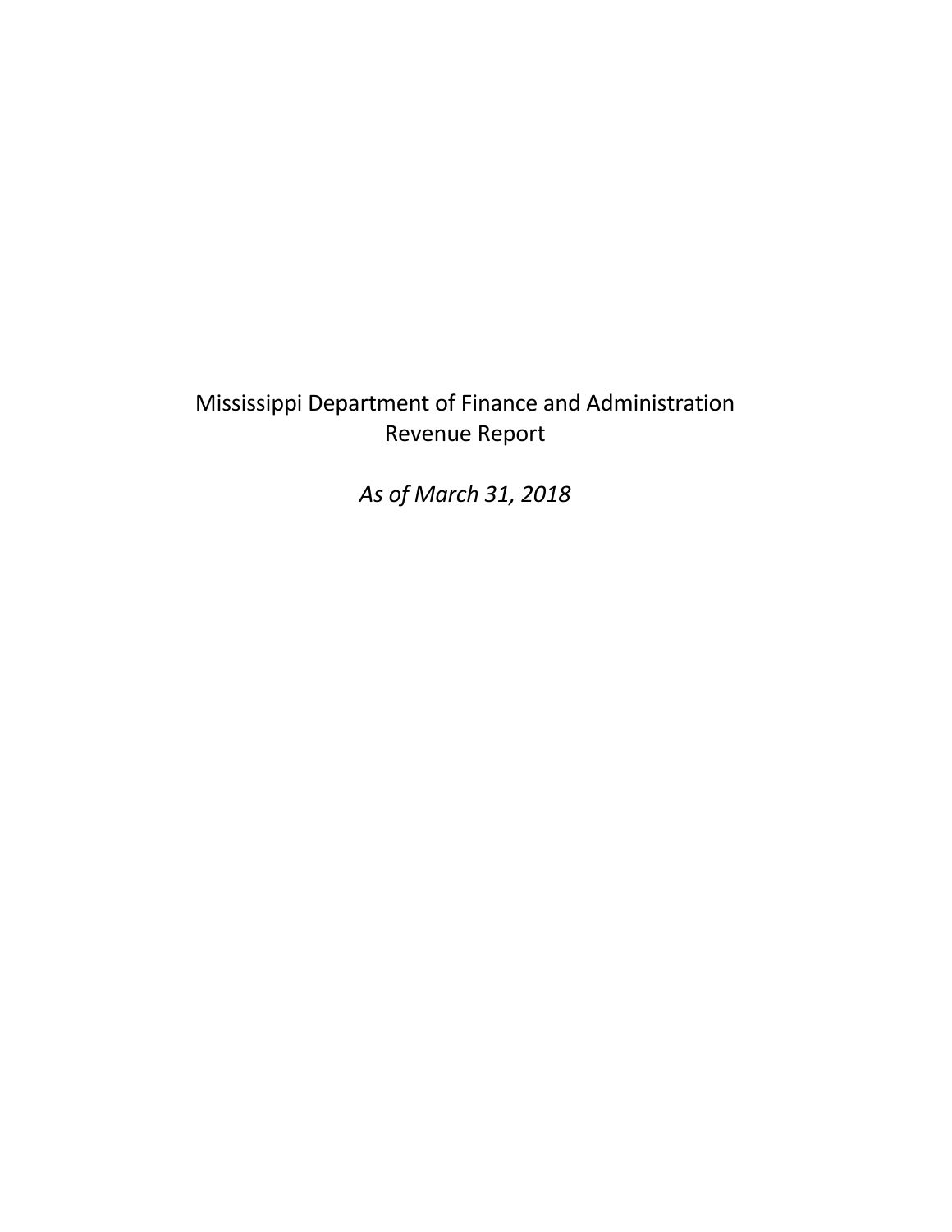# Mississippi Department of Finance and Administration
## Revenue Report

*As of March 31, 2018*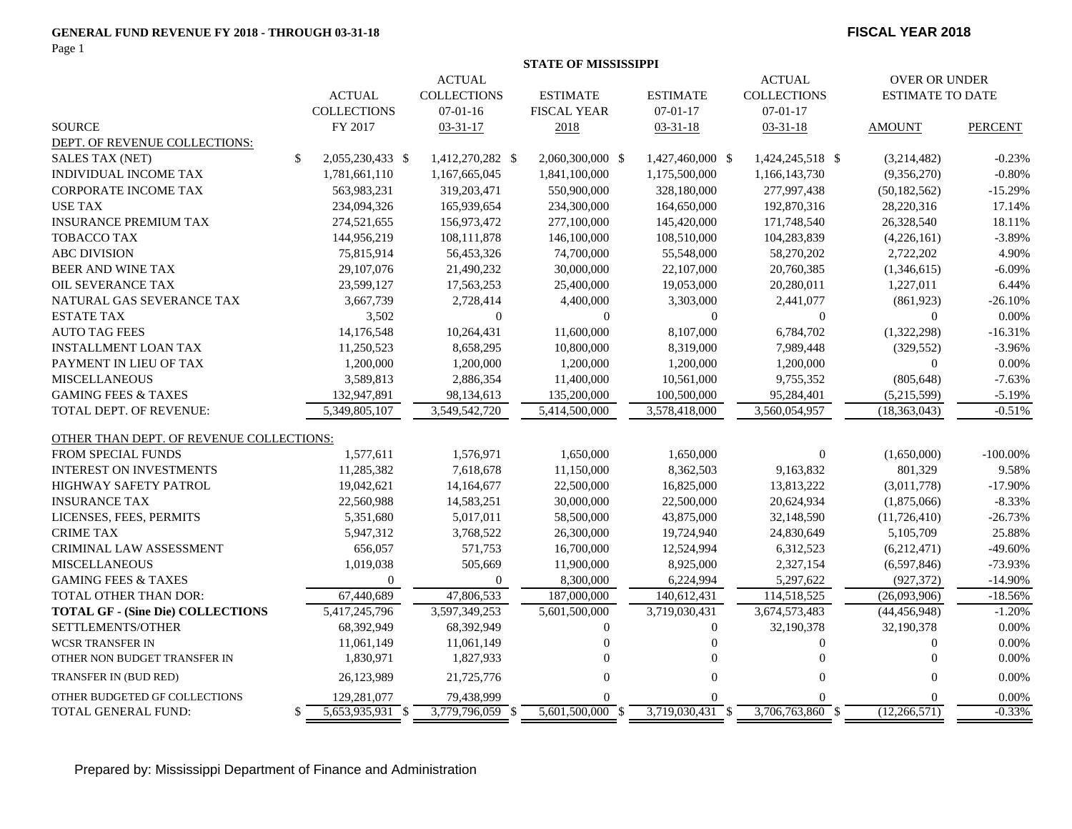**GENERAL FUND REVENUE FY 2018 - THROUGH 03-31-18**

**FISCAL YEAR 2018**

**STATE OF MISSISSIPPI**

| SOURCE | ACTUAL COLLECTIONS FY 2017 | ACTUAL COLLECTIONS 07-01-16 03-31-17 | ESTIMATE FISCAL YEAR 2018 | ESTIMATE 07-01-17 03-31-18 | ACTUAL COLLECTIONS 07-01-17 03-31-18 | OVER OR UNDER ESTIMATE TO DATE AMOUNT | PERCENT |
|---|---|---|---|---|---|---|---|
| DEPT. OF REVENUE COLLECTIONS: | | | | | | | |
| SALES TAX (NET) | $ 2,055,230,433 | $ 1,412,270,282 | $ 2,060,300,000 | $ 1,427,460,000 | $ 1,424,245,518 | $ (3,214,482) | -0.23% |
| INDIVIDUAL INCOME TAX | 1,781,661,110 | 1,167,665,045 | 1,841,100,000 | 1,175,500,000 | 1,166,143,730 | (9,356,270) | -0.80% |
| CORPORATE INCOME TAX | 563,983,231 | 319,203,471 | 550,900,000 | 328,180,000 | 277,997,438 | (50,182,562) | -15.29% |
| USE TAX | 234,094,326 | 165,939,654 | 234,300,000 | 164,650,000 | 192,870,316 | 28,220,316 | 17.14% |
| INSURANCE PREMIUM TAX | 274,521,655 | 156,973,472 | 277,100,000 | 145,420,000 | 171,748,540 | 26,328,540 | 18.11% |
| TOBACCO TAX | 144,956,219 | 108,111,878 | 146,100,000 | 108,510,000 | 104,283,839 | (4,226,161) | -3.89% |
| ABC DIVISION | 75,815,914 | 56,453,326 | 74,700,000 | 55,548,000 | 58,270,202 | 2,722,202 | 4.90% |
| BEER AND WINE TAX | 29,107,076 | 21,490,232 | 30,000,000 | 22,107,000 | 20,760,385 | (1,346,615) | -6.09% |
| OIL SEVERANCE TAX | 23,599,127 | 17,563,253 | 25,400,000 | 19,053,000 | 20,280,011 | 1,227,011 | 6.44% |
| NATURAL GAS SEVERANCE TAX | 3,667,739 | 2,728,414 | 4,400,000 | 3,303,000 | 2,441,077 | (861,923) | -26.10% |
| ESTATE TAX | 3,502 | 0 | 0 | 0 | 0 | 0 | 0.00% |
| AUTO TAG FEES | 14,176,548 | 10,264,431 | 11,600,000 | 8,107,000 | 6,784,702 | (1,322,298) | -16.31% |
| INSTALLMENT LOAN TAX | 11,250,523 | 8,658,295 | 10,800,000 | 8,319,000 | 7,989,448 | (329,552) | -3.96% |
| PAYMENT IN LIEU OF TAX | 1,200,000 | 1,200,000 | 1,200,000 | 1,200,000 | 1,200,000 | 0 | 0.00% |
| MISCELLANEOUS | 3,589,813 | 2,886,354 | 11,400,000 | 10,561,000 | 9,755,352 | (805,648) | -7.63% |
| GAMING FEES & TAXES | 132,947,891 | 98,134,613 | 135,200,000 | 100,500,000 | 95,284,401 | (5,215,599) | -5.19% |
| TOTAL DEPT. OF REVENUE: | 5,349,805,107 | 3,549,542,720 | 5,414,500,000 | 3,578,418,000 | 3,560,054,957 | (18,363,043) | -0.51% |
| OTHER THAN DEPT. OF REVENUE COLLECTIONS: | | | | | | | |
| FROM SPECIAL FUNDS | 1,577,611 | 1,576,971 | 1,650,000 | 1,650,000 | 0 | (1,650,000) | -100.00% |
| INTEREST ON INVESTMENTS | 11,285,382 | 7,618,678 | 11,150,000 | 8,362,503 | 9,163,832 | 801,329 | 9.58% |
| HIGHWAY SAFETY PATROL | 19,042,621 | 14,164,677 | 22,500,000 | 16,825,000 | 13,813,222 | (3,011,778) | -17.90% |
| INSURANCE TAX | 22,560,988 | 14,583,251 | 30,000,000 | 22,500,000 | 20,624,934 | (1,875,066) | -8.33% |
| LICENSES, FEES, PERMITS | 5,351,680 | 5,017,011 | 58,500,000 | 43,875,000 | 32,148,590 | (11,726,410) | -26.73% |
| CRIME TAX | 5,947,312 | 3,768,522 | 26,300,000 | 19,724,940 | 24,830,649 | 5,105,709 | 25.88% |
| CRIMINAL LAW ASSESSMENT | 656,057 | 571,753 | 16,700,000 | 12,524,994 | 6,312,523 | (6,212,471) | -49.60% |
| MISCELLANEOUS | 1,019,038 | 505,669 | 11,900,000 | 8,925,000 | 2,327,154 | (6,597,846) | -73.93% |
| GAMING FEES & TAXES | 0 | 0 | 8,300,000 | 6,224,994 | 5,297,622 | (927,372) | -14.90% |
| TOTAL OTHER THAN DOR: | 67,440,689 | 47,806,533 | 187,000,000 | 140,612,431 | 114,518,525 | (26,093,906) | -18.56% |
| **TOTAL GF - (Sine Die) COLLECTIONS** | 5,417,245,796 | 3,597,349,253 | 5,601,500,000 | 3,719,030,431 | 3,674,573,483 | (44,456,948) | -1.20% |
| SETTLEMENTS/OTHER | 68,392,949 | 68,392,949 | 0 | 0 | 32,190,378 | 32,190,378 | 0.00% |
| WCSR TRANSFER IN | 11,061,149 | 11,061,149 | 0 | 0 | 0 | 0 | 0.00% |
| OTHER NON BUDGET TRANSFER IN | 1,830,971 | 1,827,933 | 0 | 0 | 0 | 0 | 0.00% |
| TRANSFER IN (BUD RED) | 26,123,989 | 21,725,776 | 0 | 0 | 0 | 0 | 0.00% |
| OTHER BUDGETED GF COLLECTIONS | 129,281,077 | 79,438,999 | 0 | 0 | 0 | 0 | 0.00% |
| TOTAL GENERAL FUND: | $ 5,653,935,931 | $ 3,779,796,059 | $ 5,601,500,000 | $ 3,719,030,431 | $ 3,706,763,860 | $ (12,266,571) | -0.33% |

Prepared by: Mississippi Department of Finance and Administration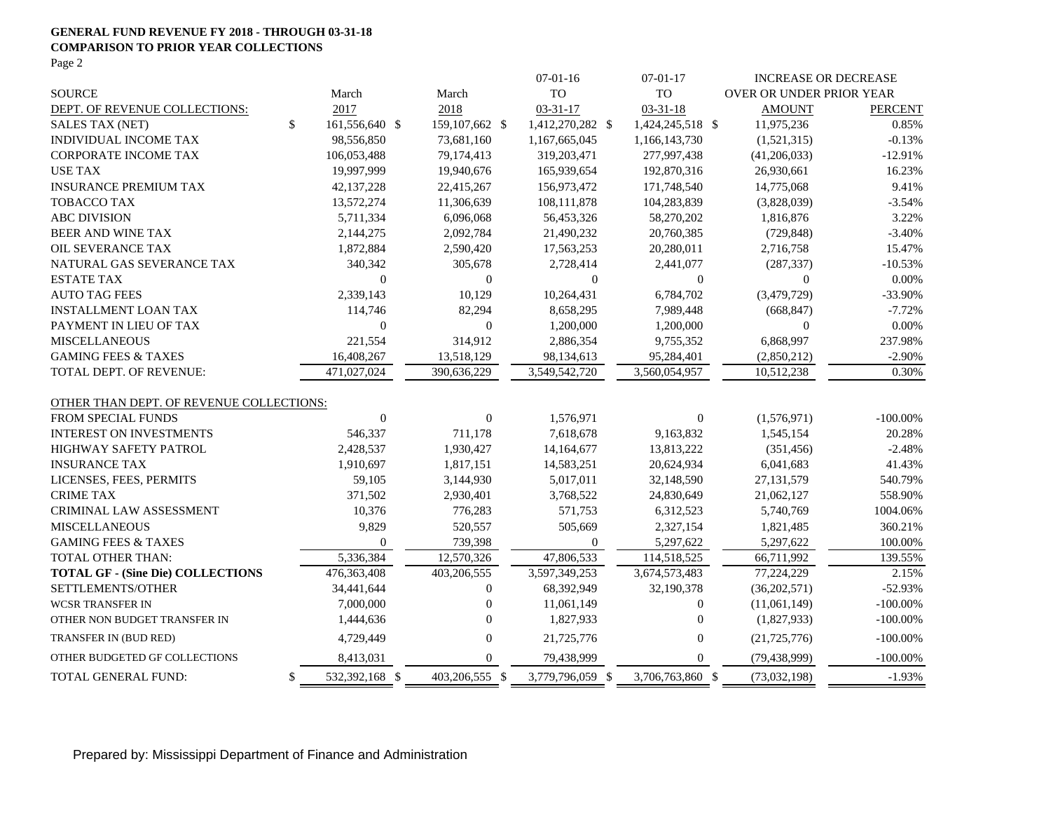**GENERAL FUND REVENUE FY 2018 - THROUGH 03-31-18**
**COMPARISON TO PRIOR YEAR COLLECTIONS**

Page 2

| SOURCE | March 2017 | March 2018 | 07-01-16 TO 03-31-17 | 07-01-17 TO 03-31-18 | INCREASE OR DECREASE OVER OR UNDER PRIOR YEAR AMOUNT | PERCENT |
|---|---|---|---|---|---|---|
| DEPT. OF REVENUE COLLECTIONS: | | | | | | |
| SALES TAX (NET) | $ 161,556,640 | $ 159,107,662 | $ 1,412,270,282 | $ 1,424,245,518 | $ 11,975,236 | 0.85% |
| INDIVIDUAL INCOME TAX | 98,556,850 | 73,681,160 | 1,167,665,045 | 1,166,143,730 | (1,521,315) | -0.13% |
| CORPORATE INCOME TAX | 106,053,488 | 79,174,413 | 319,203,471 | 277,997,438 | (41,206,033) | -12.91% |
| USE TAX | 19,997,999 | 19,940,676 | 165,939,654 | 192,870,316 | 26,930,661 | 16.23% |
| INSURANCE PREMIUM TAX | 42,137,228 | 22,415,267 | 156,973,472 | 171,748,540 | 14,775,068 | 9.41% |
| TOBACCO TAX | 13,572,274 | 11,306,639 | 108,111,878 | 104,283,839 | (3,828,039) | -3.54% |
| ABC DIVISION | 5,711,334 | 6,096,068 | 56,453,326 | 58,270,202 | 1,816,876 | 3.22% |
| BEER AND WINE TAX | 2,144,275 | 2,092,784 | 21,490,232 | 20,760,385 | (729,848) | -3.40% |
| OIL SEVERANCE TAX | 1,872,884 | 2,590,420 | 17,563,253 | 20,280,011 | 2,716,758 | 15.47% |
| NATURAL GAS SEVERANCE TAX | 340,342 | 305,678 | 2,728,414 | 2,441,077 | (287,337) | -10.53% |
| ESTATE TAX | 0 | 0 | 0 | 0 | 0 | 0.00% |
| AUTO TAG FEES | 2,339,143 | 10,129 | 10,264,431 | 6,784,702 | (3,479,729) | -33.90% |
| INSTALLMENT LOAN TAX | 114,746 | 82,294 | 8,658,295 | 7,989,448 | (668,847) | -7.72% |
| PAYMENT IN LIEU OF TAX | 0 | 0 | 1,200,000 | 1,200,000 | 0 | 0.00% |
| MISCELLANEOUS | 221,554 | 314,912 | 2,886,354 | 9,755,352 | 6,868,997 | 237.98% |
| GAMING FEES & TAXES | 16,408,267 | 13,518,129 | 98,134,613 | 95,284,401 | (2,850,212) | -2.90% |
| TOTAL DEPT. OF REVENUE: | 471,027,024 | 390,636,229 | 3,549,542,720 | 3,560,054,957 | 10,512,238 | 0.30% |
| OTHER THAN DEPT. OF REVENUE COLLECTIONS: | | | | | | |
| FROM SPECIAL FUNDS | 0 | 0 | 1,576,971 | 0 | (1,576,971) | -100.00% |
| INTEREST ON INVESTMENTS | 546,337 | 711,178 | 7,618,678 | 9,163,832 | 1,545,154 | 20.28% |
| HIGHWAY SAFETY PATROL | 2,428,537 | 1,930,427 | 14,164,677 | 13,813,222 | (351,456) | -2.48% |
| INSURANCE TAX | 1,910,697 | 1,817,151 | 14,583,251 | 20,624,934 | 6,041,683 | 41.43% |
| LICENSES, FEES, PERMITS | 59,105 | 3,144,930 | 5,017,011 | 32,148,590 | 27,131,579 | 540.79% |
| CRIME TAX | 371,502 | 2,930,401 | 3,768,522 | 24,830,649 | 21,062,127 | 558.90% |
| CRIMINAL LAW ASSESSMENT | 10,376 | 776,283 | 571,753 | 6,312,523 | 5,740,769 | 1004.06% |
| MISCELLANEOUS | 9,829 | 520,557 | 505,669 | 2,327,154 | 1,821,485 | 360.21% |
| GAMING FEES & TAXES | 0 | 739,398 | 0 | 5,297,622 | 5,297,622 | 100.00% |
| TOTAL OTHER THAN: | 5,336,384 | 12,570,326 | 47,806,533 | 114,518,525 | 66,711,992 | 139.55% |
| **TOTAL GF - (Sine Die) COLLECTIONS** | 476,363,408 | 403,206,555 | 3,597,349,253 | 3,674,573,483 | 77,224,229 | 2.15% |
| SETTLEMENTS/OTHER | 34,441,644 | 0 | 68,392,949 | 32,190,378 | (36,202,571) | -52.93% |
| WCSR TRANSFER IN | 7,000,000 | 0 | 11,061,149 | 0 | (11,061,149) | -100.00% |
| OTHER NON BUDGET TRANSFER IN | 1,444,636 | 0 | 1,827,933 | 0 | (1,827,933) | -100.00% |
| TRANSFER IN (BUD RED) | 4,729,449 | 0 | 21,725,776 | 0 | (21,725,776) | -100.00% |
| OTHER BUDGETED GF COLLECTIONS | 8,413,031 | 0 | 79,438,999 | 0 | (79,438,999) | -100.00% |
| TOTAL GENERAL FUND: | $ 532,392,168 | $ 403,206,555 | $ 3,779,796,059 | $ 3,706,763,860 | $ (73,032,198) | -1.93% |

Prepared by: Mississippi Department of Finance and Administration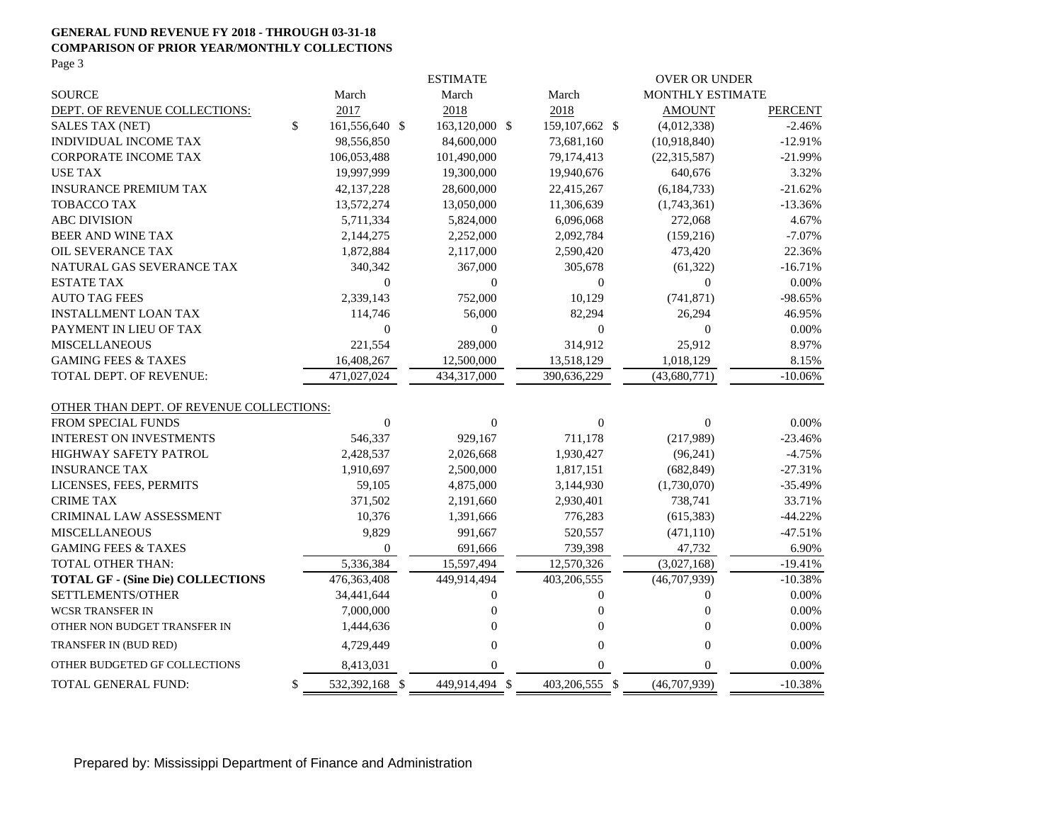**GENERAL FUND REVENUE FY 2018 - THROUGH 03-31-18**
**COMPARISON OF PRIOR YEAR/MONTHLY COLLECTIONS**
Page 3

| SOURCE | March 2017 | ESTIMATE March 2018 | March 2018 | OVER OR UNDER MONTHLY ESTIMATE AMOUNT | PERCENT |
|---|---|---|---|---|---|
| DEPT. OF REVENUE COLLECTIONS: | | | | | |
| SALES TAX (NET) | $ 161,556,640 | $ 163,120,000 | $ 159,107,662 | $ (4,012,338) | -2.46% |
| INDIVIDUAL INCOME TAX | 98,556,850 | 84,600,000 | 73,681,160 | (10,918,840) | -12.91% |
| CORPORATE INCOME TAX | 106,053,488 | 101,490,000 | 79,174,413 | (22,315,587) | -21.99% |
| USE TAX | 19,997,999 | 19,300,000 | 19,940,676 | 640,676 | 3.32% |
| INSURANCE PREMIUM TAX | 42,137,228 | 28,600,000 | 22,415,267 | (6,184,733) | -21.62% |
| TOBACCO TAX | 13,572,274 | 13,050,000 | 11,306,639 | (1,743,361) | -13.36% |
| ABC DIVISION | 5,711,334 | 5,824,000 | 6,096,068 | 272,068 | 4.67% |
| BEER AND WINE TAX | 2,144,275 | 2,252,000 | 2,092,784 | (159,216) | -7.07% |
| OIL SEVERANCE TAX | 1,872,884 | 2,117,000 | 2,590,420 | 473,420 | 22.36% |
| NATURAL GAS SEVERANCE TAX | 340,342 | 367,000 | 305,678 | (61,322) | -16.71% |
| ESTATE TAX | 0 | 0 | 0 | 0 | 0.00% |
| AUTO TAG FEES | 2,339,143 | 752,000 | 10,129 | (741,871) | -98.65% |
| INSTALLMENT LOAN TAX | 114,746 | 56,000 | 82,294 | 26,294 | 46.95% |
| PAYMENT IN LIEU OF TAX | 0 | 0 | 0 | 0 | 0.00% |
| MISCELLANEOUS | 221,554 | 289,000 | 314,912 | 25,912 | 8.97% |
| GAMING FEES & TAXES | 16,408,267 | 12,500,000 | 13,518,129 | 1,018,129 | 8.15% |
| TOTAL DEPT. OF REVENUE: | 471,027,024 | 434,317,000 | 390,636,229 | (43,680,771) | -10.06% |
| OTHER THAN DEPT. OF REVENUE COLLECTIONS: | | | | | |
| FROM SPECIAL FUNDS | 0 | 0 | 0 | 0 | 0.00% |
| INTEREST ON INVESTMENTS | 546,337 | 929,167 | 711,178 | (217,989) | -23.46% |
| HIGHWAY SAFETY PATROL | 2,428,537 | 2,026,668 | 1,930,427 | (96,241) | -4.75% |
| INSURANCE TAX | 1,910,697 | 2,500,000 | 1,817,151 | (682,849) | -27.31% |
| LICENSES, FEES, PERMITS | 59,105 | 4,875,000 | 3,144,930 | (1,730,070) | -35.49% |
| CRIME TAX | 371,502 | 2,191,660 | 2,930,401 | 738,741 | 33.71% |
| CRIMINAL LAW ASSESSMENT | 10,376 | 1,391,666 | 776,283 | (615,383) | -44.22% |
| MISCELLANEOUS | 9,829 | 991,667 | 520,557 | (471,110) | -47.51% |
| GAMING FEES & TAXES | 0 | 691,666 | 739,398 | 47,732 | 6.90% |
| TOTAL OTHER THAN: | 5,336,384 | 15,597,494 | 12,570,326 | (3,027,168) | -19.41% |
| **TOTAL GF - (Sine Die) COLLECTIONS** | 476,363,408 | 449,914,494 | 403,206,555 | (46,707,939) | -10.38% |
| SETTLEMENTS/OTHER | 34,441,644 | 0 | 0 | 0 | 0.00% |
| WCSR TRANSFER IN | 7,000,000 | 0 | 0 | 0 | 0.00% |
| OTHER NON BUDGET TRANSFER IN | 1,444,636 | 0 | 0 | 0 | 0.00% |
| TRANSFER IN (BUD RED) | 4,729,449 | 0 | 0 | 0 | 0.00% |
| OTHER BUDGETED GF COLLECTIONS | 8,413,031 | 0 | 0 | 0 | 0.00% |
| TOTAL GENERAL FUND: | $ 532,392,168 | $ 449,914,494 | $ 403,206,555 | $ (46,707,939) | -10.38% |

Prepared by: Mississippi Department of Finance and Administration